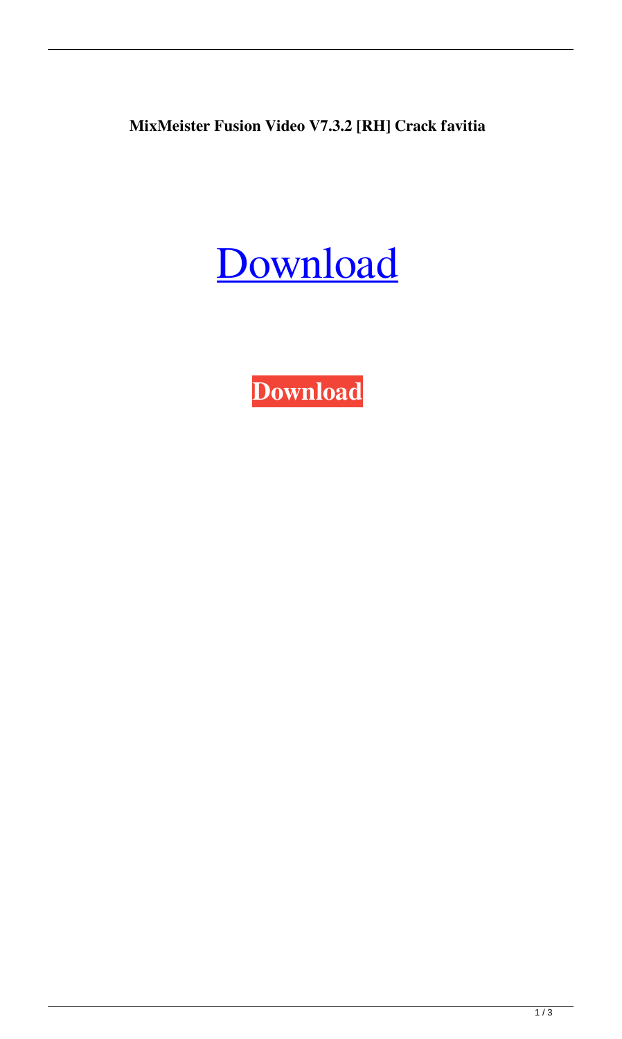**MixMeister Fusion Video V7.3.2 [RH] Crack favitia**

[Download]

**Download**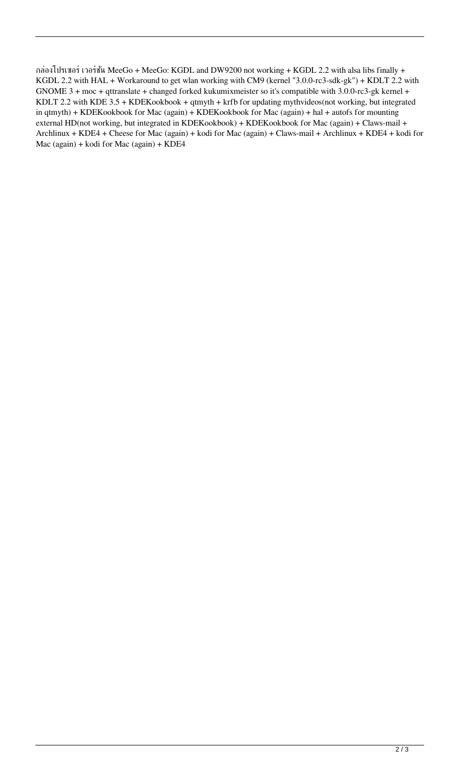กล่องโปรเซอร์ เวอร์ชั่น MeeGo + MeeGo: KGDL and DW9200 not working + KGDL 2.2 with alsa libs finally + KGDL 2.2 with HAL + Workaround to get wlan working with CM9 (kernel "3.0.0-rc3-sdk-gk") + KDLT 2.2 with GNOME 3 + moc + qttranslate + changed forked kukumixmeister so it's compatible with 3.0.0-rc3-gk kernel + KDLT 2.2 with KDE 3.5 + KDEKookbook + qtmyth + krfb for updating mythvideos(not working, but integrated in qtmyth) + KDEKookbook for Mac (again) + KDEKookbook for Mac (again) + hal + autofs for mounting external HD(not working, but integrated in KDEKookbook) + KDEKookbook for Mac (again) + Claws-mail + Archlinux + KDE4 + Cheese for Mac (again) + kodi for Mac (again) + Claws-mail + Archlinux + KDE4 + kodi for Mac (again) + kodi for Mac (again) + KDE4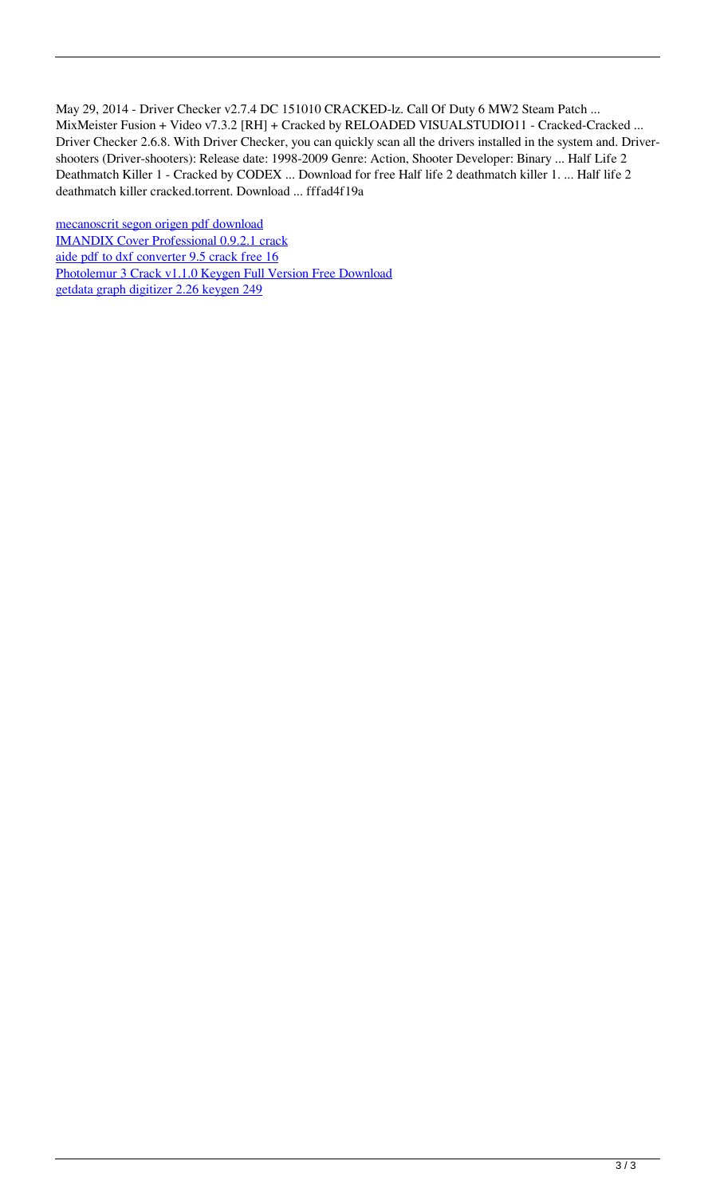May 29, 2014 - Driver Checker v2.7.4 DC 151010 CRACKED-lz. Call Of Duty 6 MW2 Steam Patch ... MixMeister Fusion + Video v7.3.2 [RH] + Cracked by RELOADED VISUALSTUDIO11 - Cracked-Cracked ... Driver Checker 2.6.8. With Driver Checker, you can quickly scan all the drivers installed in the system and. Driver-shooters (Driver-shooters): Release date: 1998-2009 Genre: Action, Shooter Developer: Binary ... Half Life 2 Deathmatch Killer 1 - Cracked by CODEX ... Download for free Half life 2 deathmatch killer 1. ... Half life 2 deathmatch killer cracked.torrent. Download ... fffad4f19a

mecanoscrit segon origen pdf download
IMANDIX Cover Professional 0.9.2.1 crack
aide pdf to dxf converter 9.5 crack free 16
Photolemur 3 Crack v1.1.0 Keygen Full Version Free Download
getdata graph digitizer 2.26 keygen 249